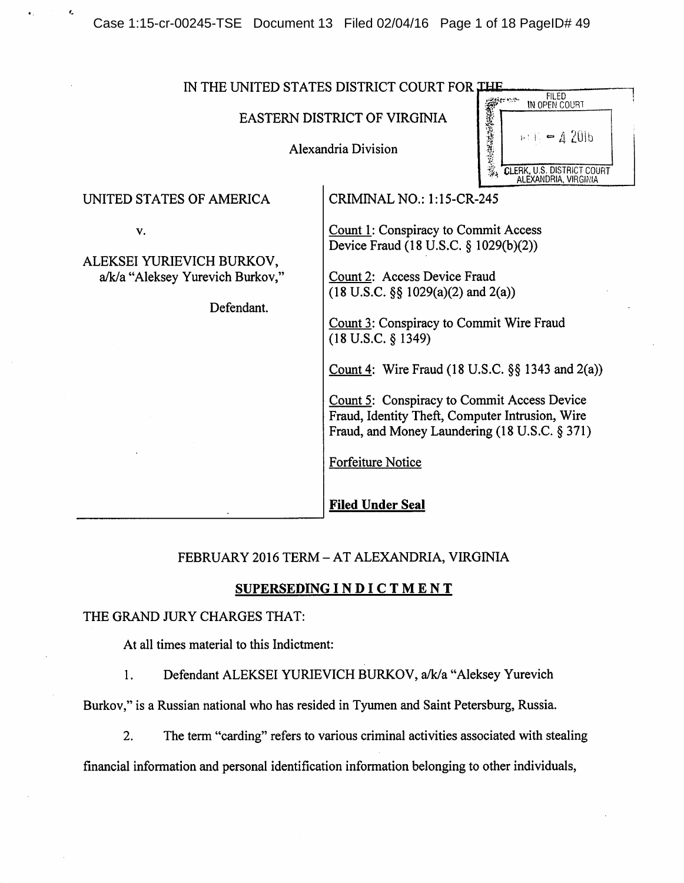IN THE UNITED STATES DISTRICT COURT FOR THE

EASTERN DISTRICT OF VIRGINIA

Alexandria Division

FILED IN OPEN COURT

FEB - 4 2016

CLERK, U.S. DISTRICT COURT ALEXANDRIA, VIRGINIA

| | |
|---|---|
| UNITED STATES OF AMERICA<br><br>v.<br><br>ALEKSEI YURIEVICH BURKOV,<br>a/k/a "Aleksey Yurevich Burkov,"<br><br>Defendant. | CRIMINAL NO.: 1:15-CR-245<br><br><u>Count 1</u>: Conspiracy to Commit Access Device Fraud (18 U.S.C. § 1029(b)(2))<br><br><u>Count 2</u>: Access Device Fraud (18 U.S.C. §§ 1029(a)(2) and 2(a))<br><br><u>Count 3</u>: Conspiracy to Commit Wire Fraud (18 U.S.C. § 1349)<br><br><u>Count 4</u>: Wire Fraud (18 U.S.C. §§ 1343 and 2(a))<br><br><u>Count 5</u>: Conspiracy to Commit Access Device Fraud, Identity Theft, Computer Intrusion, Wire Fraud, and Money Laundering (18 U.S.C. § 371)<br><br><u>Forfeiture Notice</u><br><br>**<u>Filed Under Seal</u>** |

FEBRUARY 2016 TERM – AT ALEXANDRIA, VIRGINIA

## SUPERSEDING I N D I C T M E N T

THE GRAND JURY CHARGES THAT:

At all times material to this Indictment:

1. Defendant ALEKSEI YURIEVICH BURKOV, a/k/a "Aleksey Yurevich Burkov," is a Russian national who has resided in Tyumen and Saint Petersburg, Russia.

2. The term "carding" refers to various criminal activities associated with stealing financial information and personal identification information belonging to other individuals,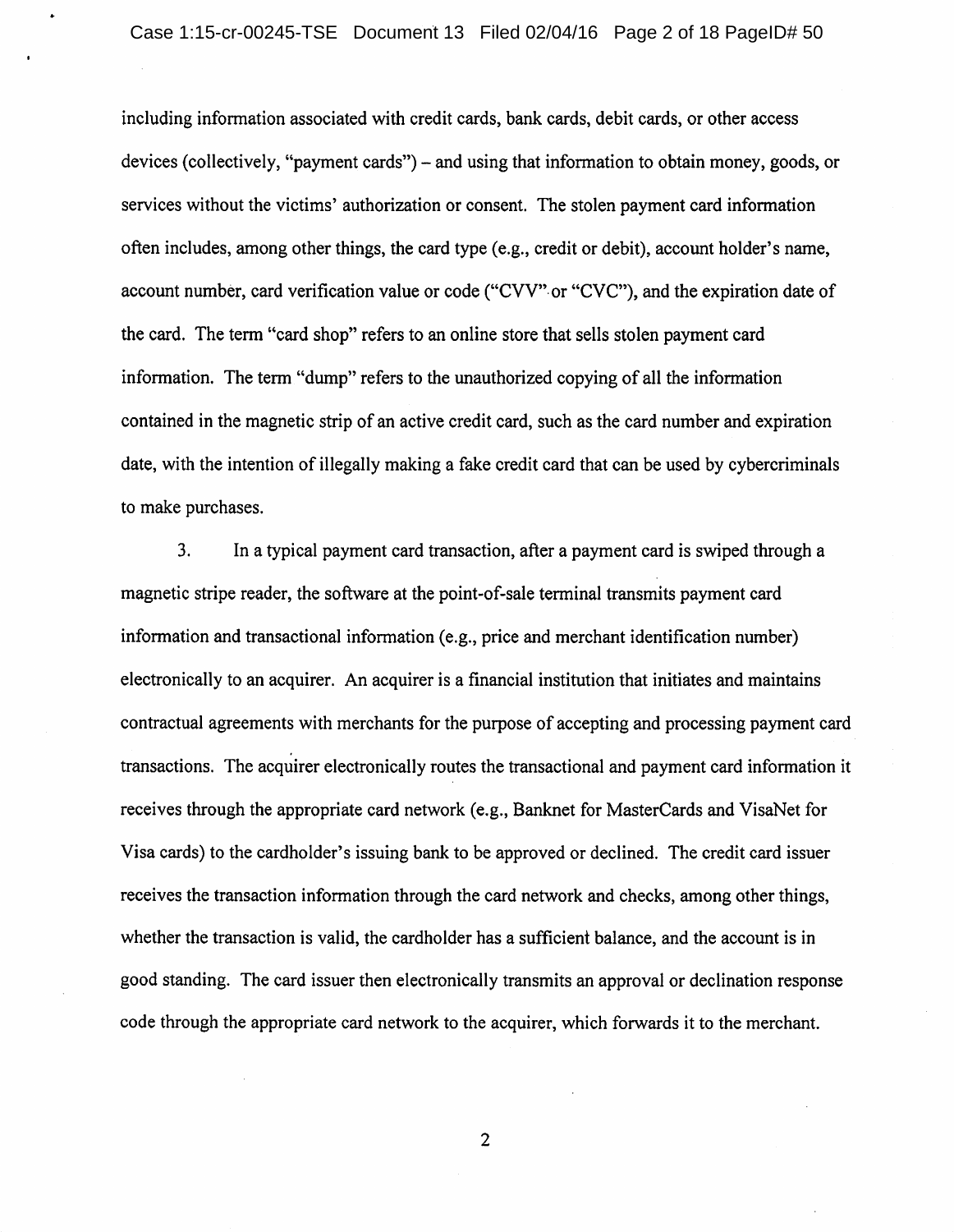including information associated with credit cards, bank cards, debit cards, or other access devices (collectively, "payment cards") – and using that information to obtain money, goods, or services without the victims' authorization or consent. The stolen payment card information often includes, among other things, the card type (e.g., credit or debit), account holder's name, account number, card verification value or code ("CVV" or "CVC"), and the expiration date of the card. The term "card shop" refers to an online store that sells stolen payment card information. The term "dump" refers to the unauthorized copying of all the information contained in the magnetic strip of an active credit card, such as the card number and expiration date, with the intention of illegally making a fake credit card that can be used by cybercriminals to make purchases.

3. In a typical payment card transaction, after a payment card is swiped through a magnetic stripe reader, the software at the point-of-sale terminal transmits payment card information and transactional information (e.g., price and merchant identification number) electronically to an acquirer. An acquirer is a financial institution that initiates and maintains contractual agreements with merchants for the purpose of accepting and processing payment card transactions. The acquirer electronically routes the transactional and payment card information it receives through the appropriate card network (e.g., Banknet for MasterCards and VisaNet for Visa cards) to the cardholder's issuing bank to be approved or declined. The credit card issuer receives the transaction information through the card network and checks, among other things, whether the transaction is valid, the cardholder has a sufficient balance, and the account is in good standing. The card issuer then electronically transmits an approval or declination response code through the appropriate card network to the acquirer, which forwards it to the merchant.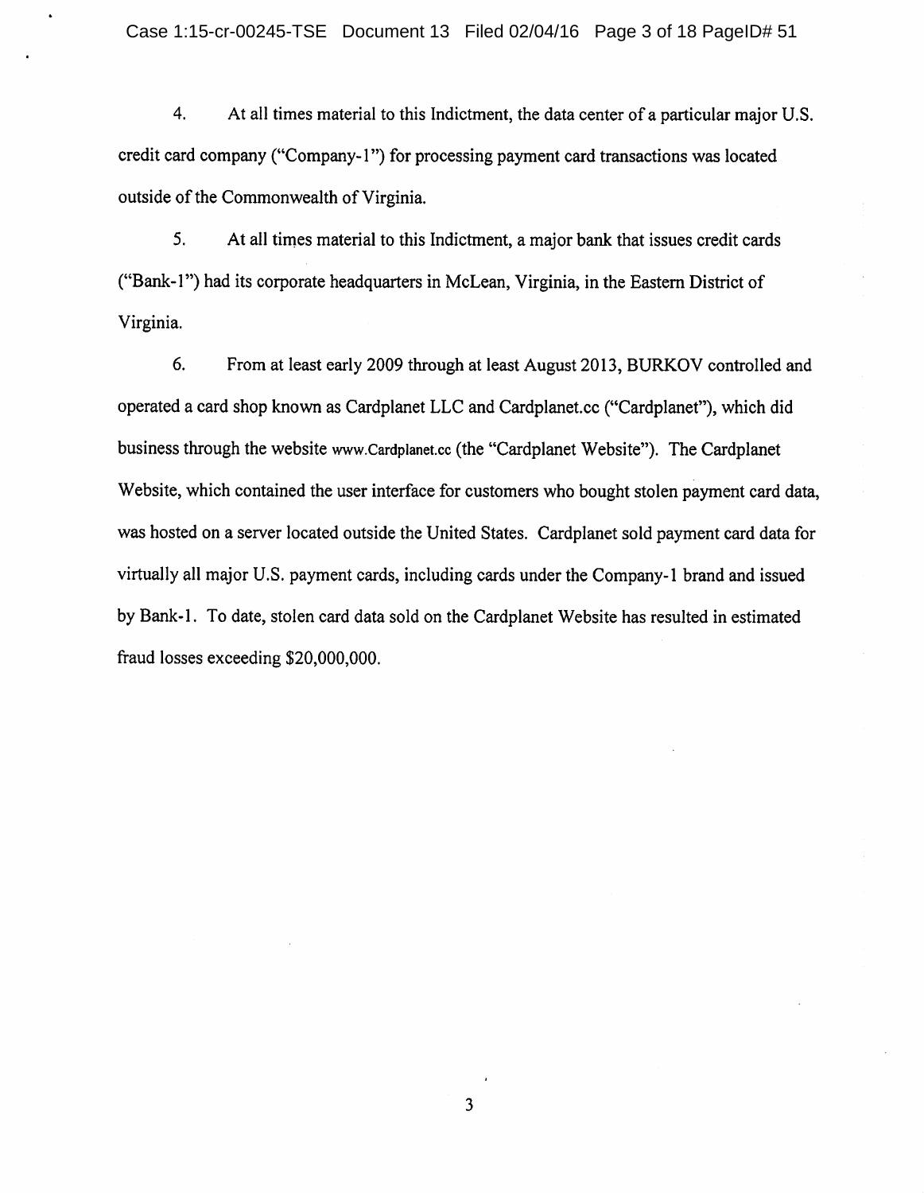4. At all times material to this Indictment, the data center of a particular major U.S. credit card company ("Company-1") for processing payment card transactions was located outside of the Commonwealth of Virginia.

5. At all times material to this Indictment, a major bank that issues credit cards ("Bank-1") had its corporate headquarters in McLean, Virginia, in the Eastern District of Virginia.

6. From at least early 2009 through at least August 2013, BURKOV controlled and operated a card shop known as Cardplanet LLC and Cardplanet.cc ("Cardplanet"), which did business through the website www.Cardplanet.cc (the "Cardplanet Website"). The Cardplanet Website, which contained the user interface for customers who bought stolen payment card data, was hosted on a server located outside the United States. Cardplanet sold payment card data for virtually all major U.S. payment cards, including cards under the Company-1 brand and issued by Bank-1. To date, stolen card data sold on the Cardplanet Website has resulted in estimated fraud losses exceeding $20,000,000.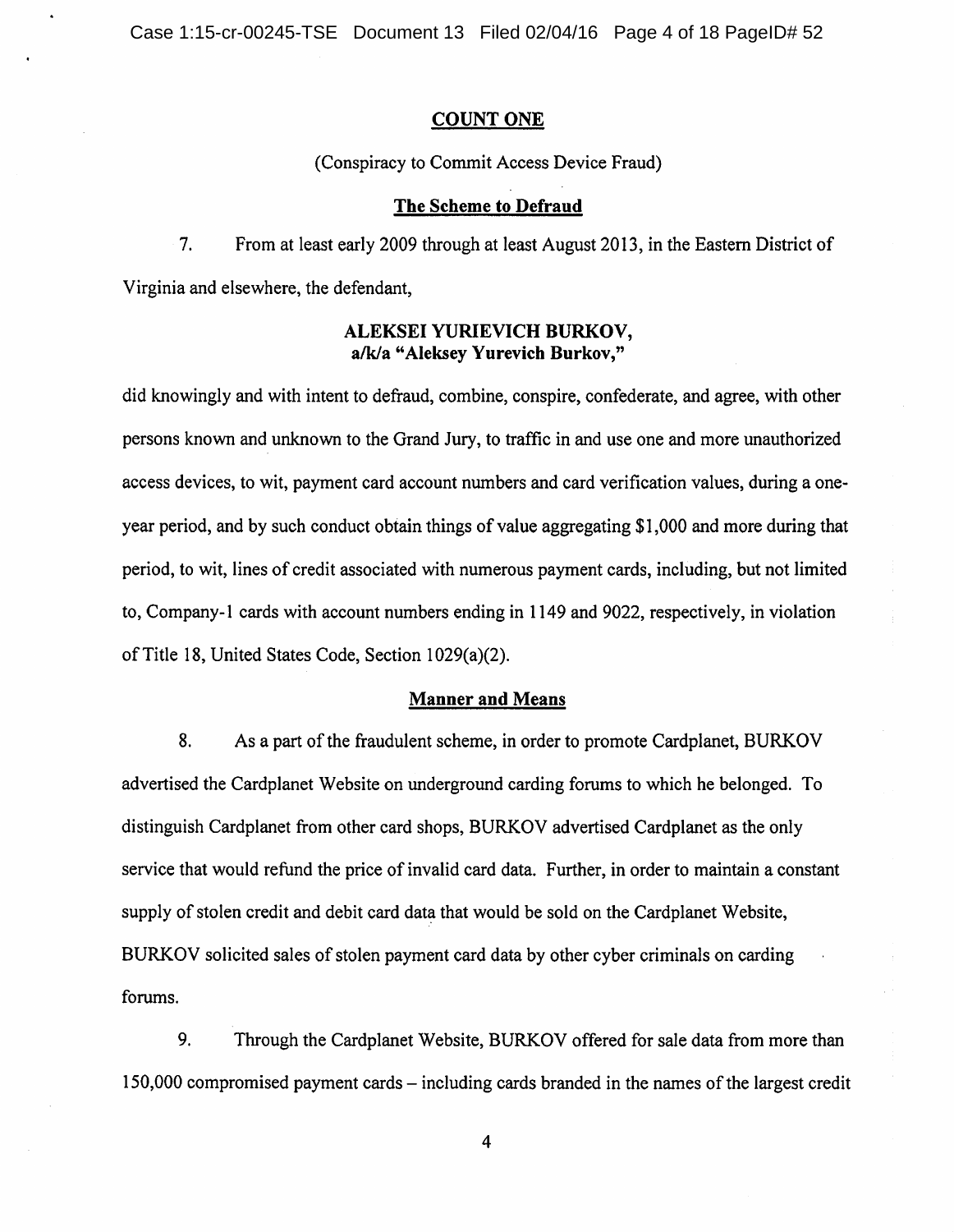## COUNT ONE

(Conspiracy to Commit Access Device Fraud)

### The Scheme to Defraud

7. From at least early 2009 through at least August 2013, in the Eastern District of Virginia and elsewhere, the defendant,

**ALEKSEI YURIEVICH BURKOV,**
**a/k/a "Aleksey Yurevich Burkov,"**

did knowingly and with intent to defraud, combine, conspire, confederate, and agree, with other persons known and unknown to the Grand Jury, to traffic in and use one and more unauthorized access devices, to wit, payment card account numbers and card verification values, during a one-year period, and by such conduct obtain things of value aggregating $1,000 and more during that period, to wit, lines of credit associated with numerous payment cards, including, but not limited to, Company-1 cards with account numbers ending in 1149 and 9022, respectively, in violation of Title 18, United States Code, Section 1029(a)(2).

### Manner and Means

8. As a part of the fraudulent scheme, in order to promote Cardplanet, BURKOV advertised the Cardplanet Website on underground carding forums to which he belonged. To distinguish Cardplanet from other card shops, BURKOV advertised Cardplanet as the only service that would refund the price of invalid card data. Further, in order to maintain a constant supply of stolen credit and debit card data that would be sold on the Cardplanet Website, BURKOV solicited sales of stolen payment card data by other cyber criminals on carding forums.

9. Through the Cardplanet Website, BURKOV offered for sale data from more than 150,000 compromised payment cards – including cards branded in the names of the largest credit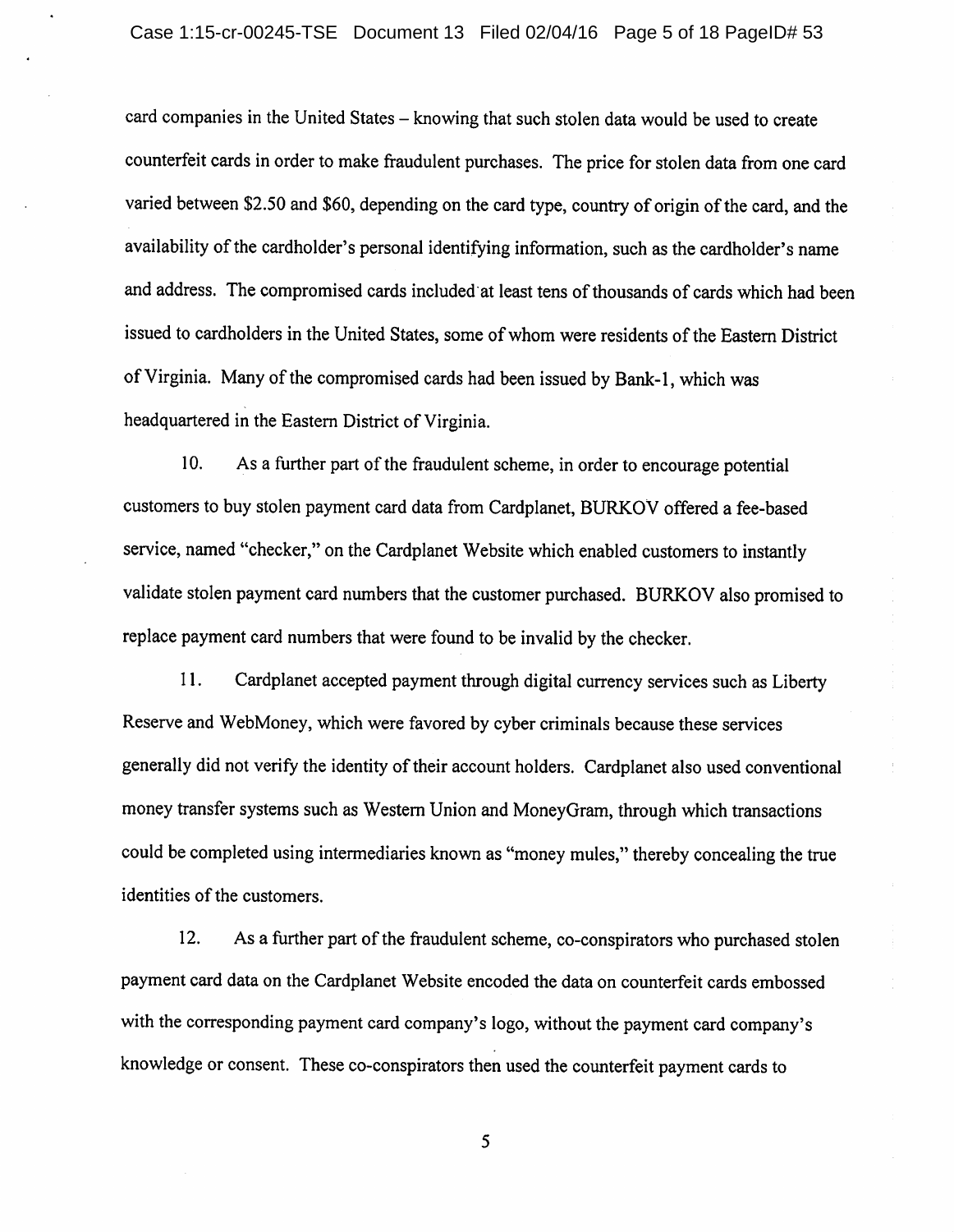card companies in the United States – knowing that such stolen data would be used to create counterfeit cards in order to make fraudulent purchases. The price for stolen data from one card varied between $2.50 and $60, depending on the card type, country of origin of the card, and the availability of the cardholder's personal identifying information, such as the cardholder's name and address. The compromised cards included at least tens of thousands of cards which had been issued to cardholders in the United States, some of whom were residents of the Eastern District of Virginia. Many of the compromised cards had been issued by Bank-1, which was headquartered in the Eastern District of Virginia.

10. As a further part of the fraudulent scheme, in order to encourage potential customers to buy stolen payment card data from Cardplanet, BURKOV offered a fee-based service, named "checker," on the Cardplanet Website which enabled customers to instantly validate stolen payment card numbers that the customer purchased. BURKOV also promised to replace payment card numbers that were found to be invalid by the checker.

11. Cardplanet accepted payment through digital currency services such as Liberty Reserve and WebMoney, which were favored by cyber criminals because these services generally did not verify the identity of their account holders. Cardplanet also used conventional money transfer systems such as Western Union and MoneyGram, through which transactions could be completed using intermediaries known as "money mules," thereby concealing the true identities of the customers.

12. As a further part of the fraudulent scheme, co-conspirators who purchased stolen payment card data on the Cardplanet Website encoded the data on counterfeit cards embossed with the corresponding payment card company's logo, without the payment card company's knowledge or consent. These co-conspirators then used the counterfeit payment cards to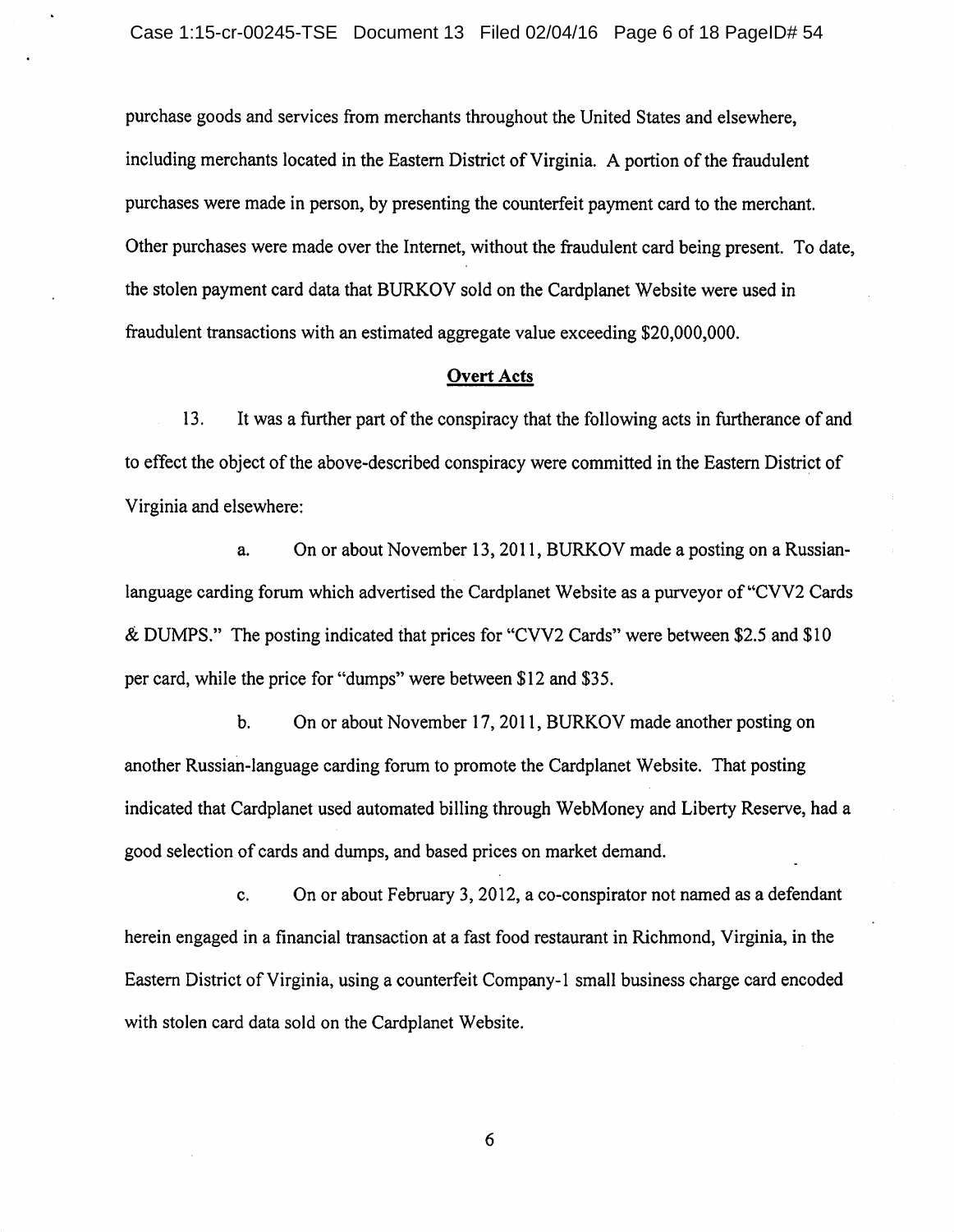purchase goods and services from merchants throughout the United States and elsewhere, including merchants located in the Eastern District of Virginia. A portion of the fraudulent purchases were made in person, by presenting the counterfeit payment card to the merchant. Other purchases were made over the Internet, without the fraudulent card being present. To date, the stolen payment card data that BURKOV sold on the Cardplanet Website were used in fraudulent transactions with an estimated aggregate value exceeding $20,000,000.

## Overt Acts

13. It was a further part of the conspiracy that the following acts in furtherance of and to effect the object of the above-described conspiracy were committed in the Eastern District of Virginia and elsewhere:

a. On or about November 13, 2011, BURKOV made a posting on a Russian-language carding forum which advertised the Cardplanet Website as a purveyor of "CVV2 Cards & DUMPS." The posting indicated that prices for "CVV2 Cards" were between $2.5 and $10 per card, while the price for "dumps" were between $12 and $35.

b. On or about November 17, 2011, BURKOV made another posting on another Russian-language carding forum to promote the Cardplanet Website. That posting indicated that Cardplanet used automated billing through WebMoney and Liberty Reserve, had a good selection of cards and dumps, and based prices on market demand.

c. On or about February 3, 2012, a co-conspirator not named as a defendant herein engaged in a financial transaction at a fast food restaurant in Richmond, Virginia, in the Eastern District of Virginia, using a counterfeit Company-1 small business charge card encoded with stolen card data sold on the Cardplanet Website.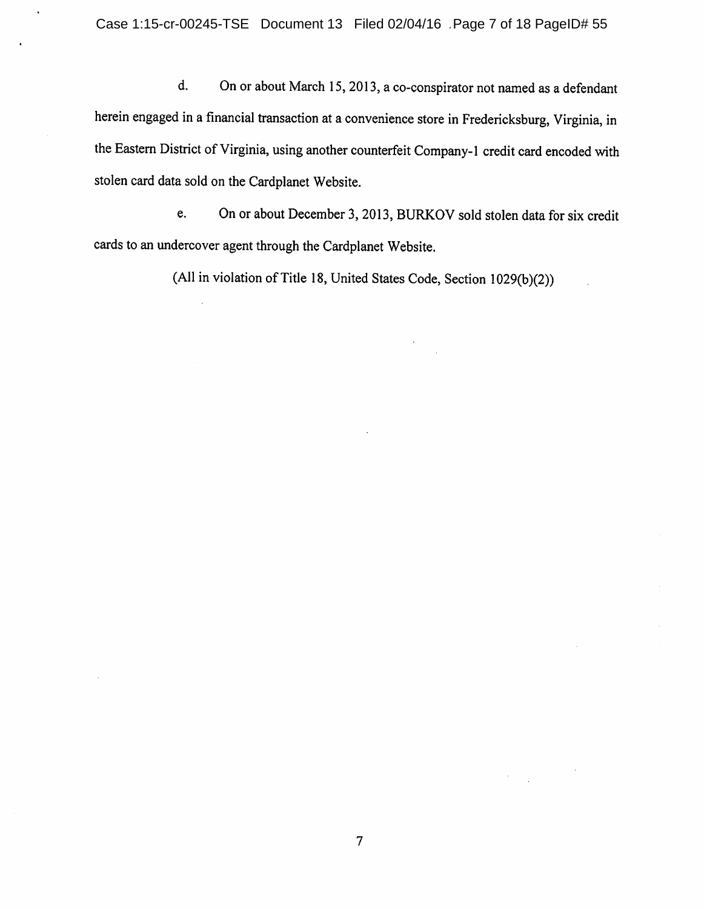d. On or about March 15, 2013, a co-conspirator not named as a defendant herein engaged in a financial transaction at a convenience store in Fredericksburg, Virginia, in the Eastern District of Virginia, using another counterfeit Company-1 credit card encoded with stolen card data sold on the Cardplanet Website.

e. On or about December 3, 2013, BURKOV sold stolen data for six credit cards to an undercover agent through the Cardplanet Website.

(All in violation of Title 18, United States Code, Section 1029(b)(2))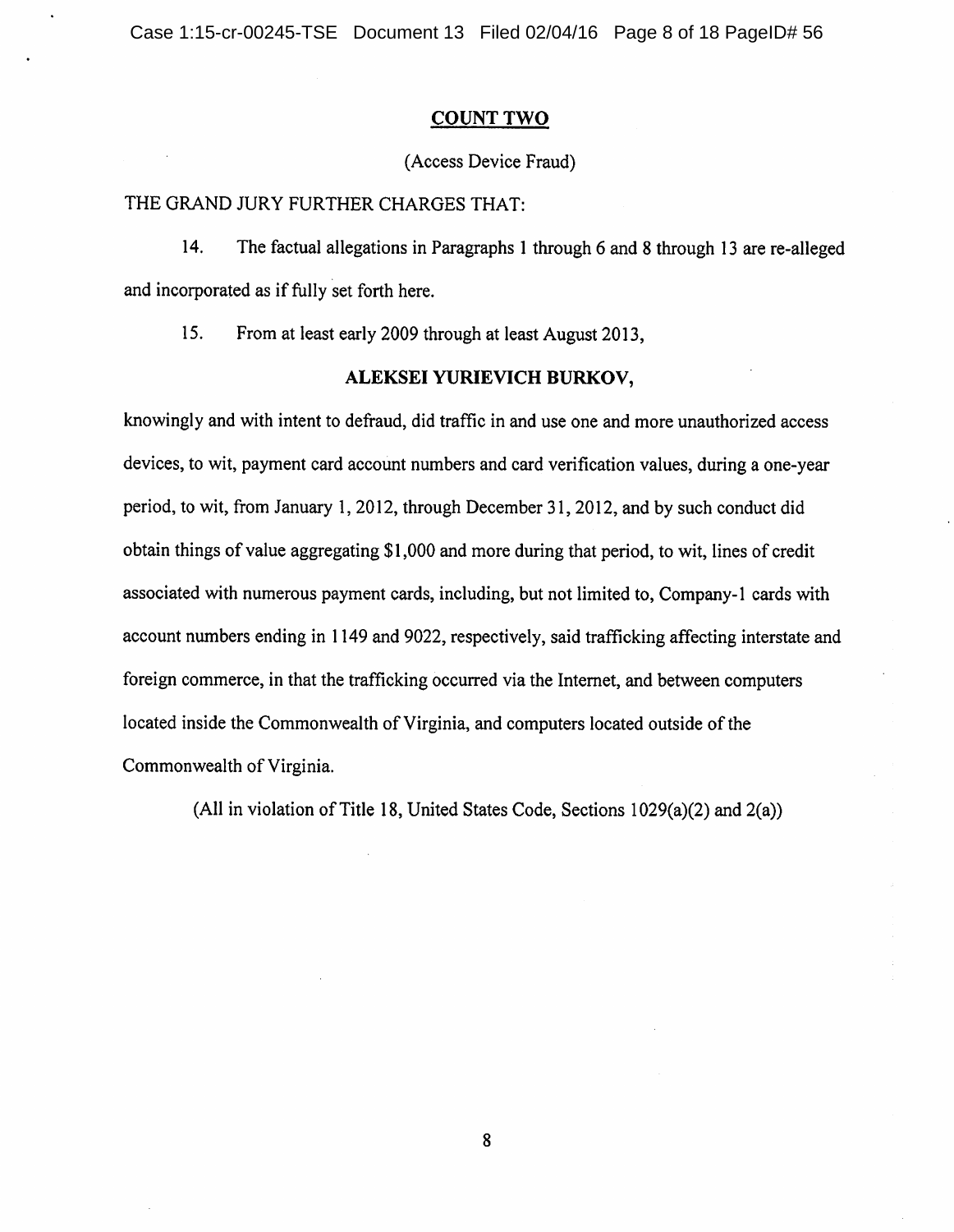## COUNT TWO

(Access Device Fraud)

THE GRAND JURY FURTHER CHARGES THAT:

14. The factual allegations in Paragraphs 1 through 6 and 8 through 13 are re-alleged and incorporated as if fully set forth here.

15. From at least early 2009 through at least August 2013,

**ALEKSEI YURIEVICH BURKOV,**

knowingly and with intent to defraud, did traffic in and use one and more unauthorized access devices, to wit, payment card account numbers and card verification values, during a one-year period, to wit, from January 1, 2012, through December 31, 2012, and by such conduct did obtain things of value aggregating $1,000 and more during that period, to wit, lines of credit associated with numerous payment cards, including, but not limited to, Company-1 cards with account numbers ending in 1149 and 9022, respectively, said trafficking affecting interstate and foreign commerce, in that the trafficking occurred via the Internet, and between computers located inside the Commonwealth of Virginia, and computers located outside of the Commonwealth of Virginia.

(All in violation of Title 18, United States Code, Sections 1029(a)(2) and 2(a))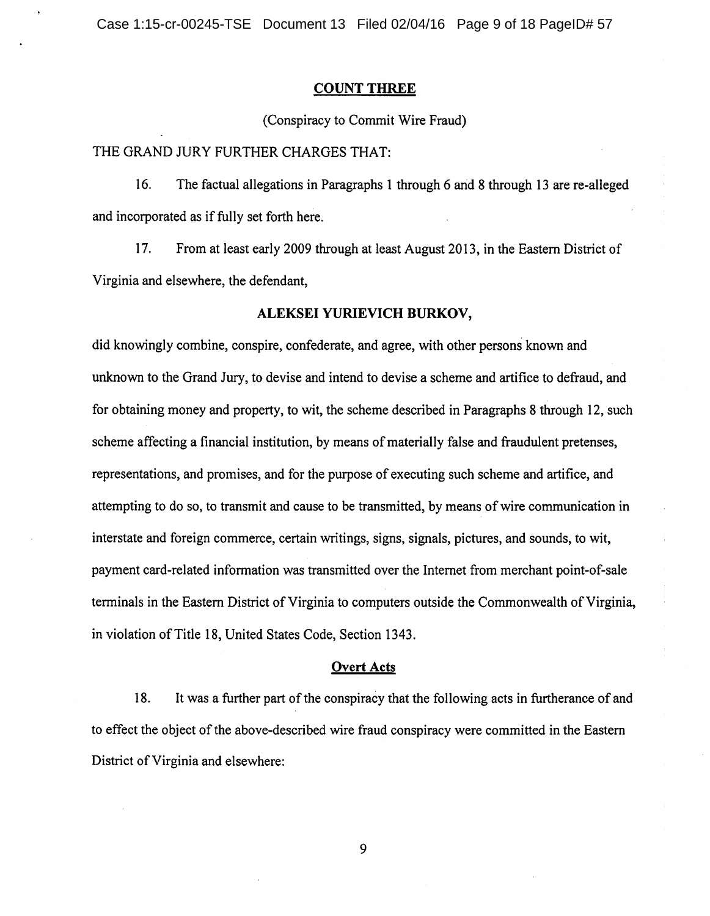## COUNT THREE

(Conspiracy to Commit Wire Fraud)

THE GRAND JURY FURTHER CHARGES THAT:

16. The factual allegations in Paragraphs 1 through 6 and 8 through 13 are re-alleged and incorporated as if fully set forth here.

17. From at least early 2009 through at least August 2013, in the Eastern District of Virginia and elsewhere, the defendant,

**ALEKSEI YURIEVICH BURKOV,**

did knowingly combine, conspire, confederate, and agree, with other persons known and unknown to the Grand Jury, to devise and intend to devise a scheme and artifice to defraud, and for obtaining money and property, to wit, the scheme described in Paragraphs 8 through 12, such scheme affecting a financial institution, by means of materially false and fraudulent pretenses, representations, and promises, and for the purpose of executing such scheme and artifice, and attempting to do so, to transmit and cause to be transmitted, by means of wire communication in interstate and foreign commerce, certain writings, signs, signals, pictures, and sounds, to wit, payment card-related information was transmitted over the Internet from merchant point-of-sale terminals in the Eastern District of Virginia to computers outside the Commonwealth of Virginia, in violation of Title 18, United States Code, Section 1343.

### Overt Acts

18. It was a further part of the conspiracy that the following acts in furtherance of and to effect the object of the above-described wire fraud conspiracy were committed in the Eastern District of Virginia and elsewhere: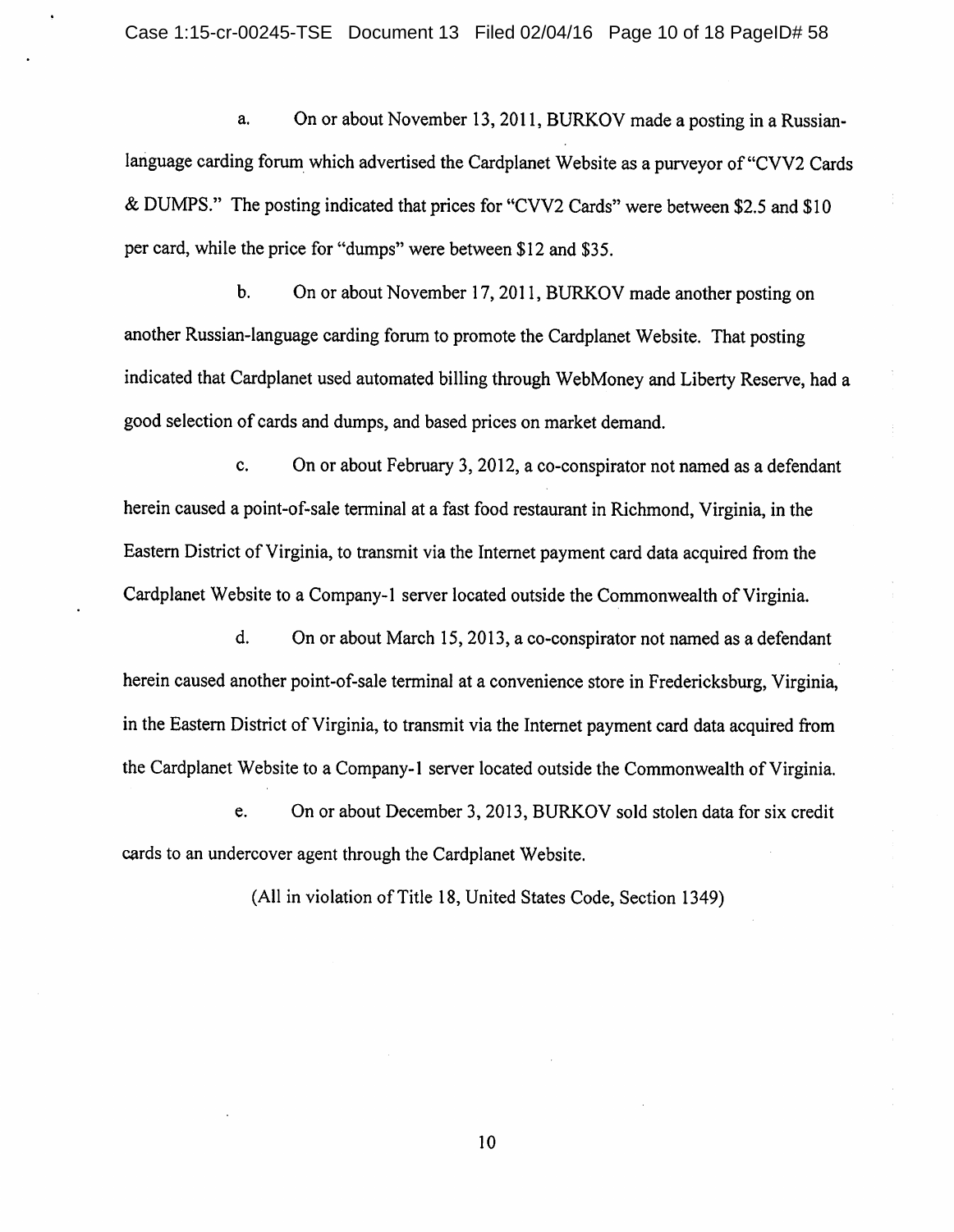a. On or about November 13, 2011, BURKOV made a posting in a Russian-language carding forum which advertised the Cardplanet Website as a purveyor of "CVV2 Cards & DUMPS." The posting indicated that prices for "CVV2 Cards" were between $2.5 and $10 per card, while the price for "dumps" were between $12 and $35.

b. On or about November 17, 2011, BURKOV made another posting on another Russian-language carding forum to promote the Cardplanet Website. That posting indicated that Cardplanet used automated billing through WebMoney and Liberty Reserve, had a good selection of cards and dumps, and based prices on market demand.

c. On or about February 3, 2012, a co-conspirator not named as a defendant herein caused a point-of-sale terminal at a fast food restaurant in Richmond, Virginia, in the Eastern District of Virginia, to transmit via the Internet payment card data acquired from the Cardplanet Website to a Company-1 server located outside the Commonwealth of Virginia.

d. On or about March 15, 2013, a co-conspirator not named as a defendant herein caused another point-of-sale terminal at a convenience store in Fredericksburg, Virginia, in the Eastern District of Virginia, to transmit via the Internet payment card data acquired from the Cardplanet Website to a Company-1 server located outside the Commonwealth of Virginia.

e. On or about December 3, 2013, BURKOV sold stolen data for six credit cards to an undercover agent through the Cardplanet Website.

(All in violation of Title 18, United States Code, Section 1349)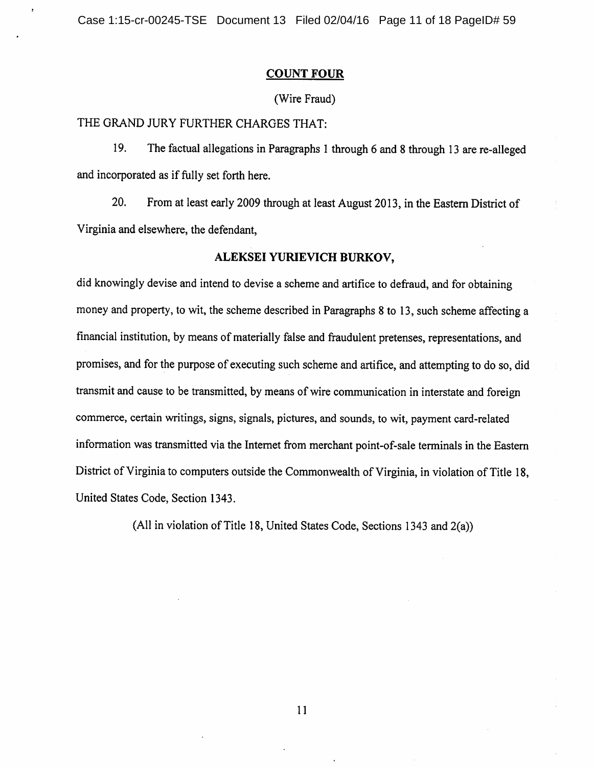## COUNT FOUR

(Wire Fraud)

THE GRAND JURY FURTHER CHARGES THAT:

19. The factual allegations in Paragraphs 1 through 6 and 8 through 13 are re-alleged and incorporated as if fully set forth here.

20. From at least early 2009 through at least August 2013, in the Eastern District of Virginia and elsewhere, the defendant,

**ALEKSEI YURIEVICH BURKOV,**

did knowingly devise and intend to devise a scheme and artifice to defraud, and for obtaining money and property, to wit, the scheme described in Paragraphs 8 to 13, such scheme affecting a financial institution, by means of materially false and fraudulent pretenses, representations, and promises, and for the purpose of executing such scheme and artifice, and attempting to do so, did transmit and cause to be transmitted, by means of wire communication in interstate and foreign commerce, certain writings, signs, signals, pictures, and sounds, to wit, payment card-related information was transmitted via the Internet from merchant point-of-sale terminals in the Eastern District of Virginia to computers outside the Commonwealth of Virginia, in violation of Title 18, United States Code, Section 1343.

(All in violation of Title 18, United States Code, Sections 1343 and 2(a))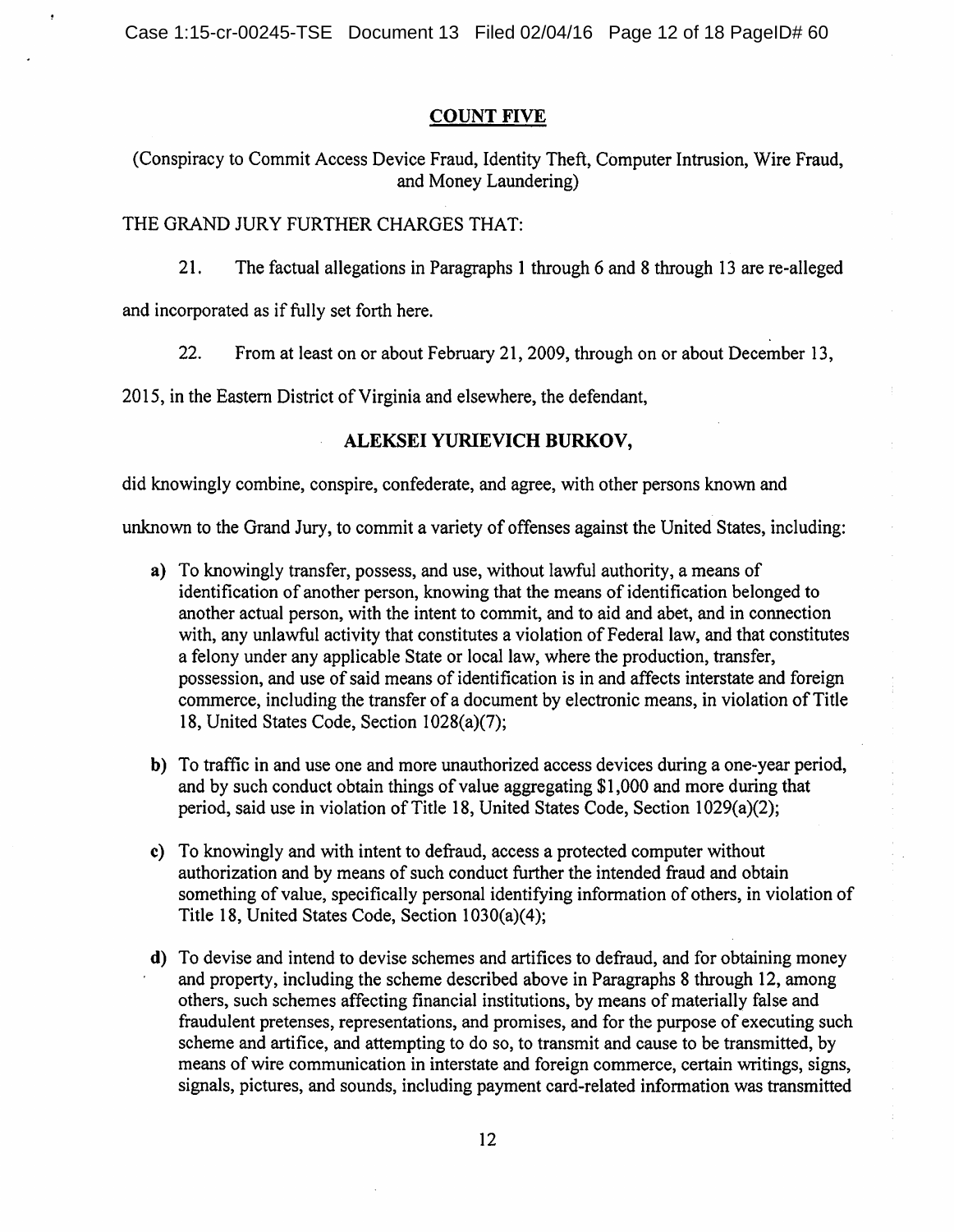## COUNT FIVE

(Conspiracy to Commit Access Device Fraud, Identity Theft, Computer Intrusion, Wire Fraud, and Money Laundering)

THE GRAND JURY FURTHER CHARGES THAT:

21. The factual allegations in Paragraphs 1 through 6 and 8 through 13 are re-alleged and incorporated as if fully set forth here.

22. From at least on or about February 21, 2009, through on or about December 13, 2015, in the Eastern District of Virginia and elsewhere, the defendant,

**ALEKSEI YURIEVICH BURKOV,**

did knowingly combine, conspire, confederate, and agree, with other persons known and unknown to the Grand Jury, to commit a variety of offenses against the United States, including:

**a)** To knowingly transfer, possess, and use, without lawful authority, a means of identification of another person, knowing that the means of identification belonged to another actual person, with the intent to commit, and to aid and abet, and in connection with, any unlawful activity that constitutes a violation of Federal law, and that constitutes a felony under any applicable State or local law, where the production, transfer, possession, and use of said means of identification is in and affects interstate and foreign commerce, including the transfer of a document by electronic means, in violation of Title 18, United States Code, Section 1028(a)(7);

**b)** To traffic in and use one and more unauthorized access devices during a one-year period, and by such conduct obtain things of value aggregating $1,000 and more during that period, said use in violation of Title 18, United States Code, Section 1029(a)(2);

**c)** To knowingly and with intent to defraud, access a protected computer without authorization and by means of such conduct further the intended fraud and obtain something of value, specifically personal identifying information of others, in violation of Title 18, United States Code, Section 1030(a)(4);

**d)** To devise and intend to devise schemes and artifices to defraud, and for obtaining money and property, including the scheme described above in Paragraphs 8 through 12, among others, such schemes affecting financial institutions, by means of materially false and fraudulent pretenses, representations, and promises, and for the purpose of executing such scheme and artifice, and attempting to do so, to transmit and cause to be transmitted, by means of wire communication in interstate and foreign commerce, certain writings, signs, signals, pictures, and sounds, including payment card-related information was transmitted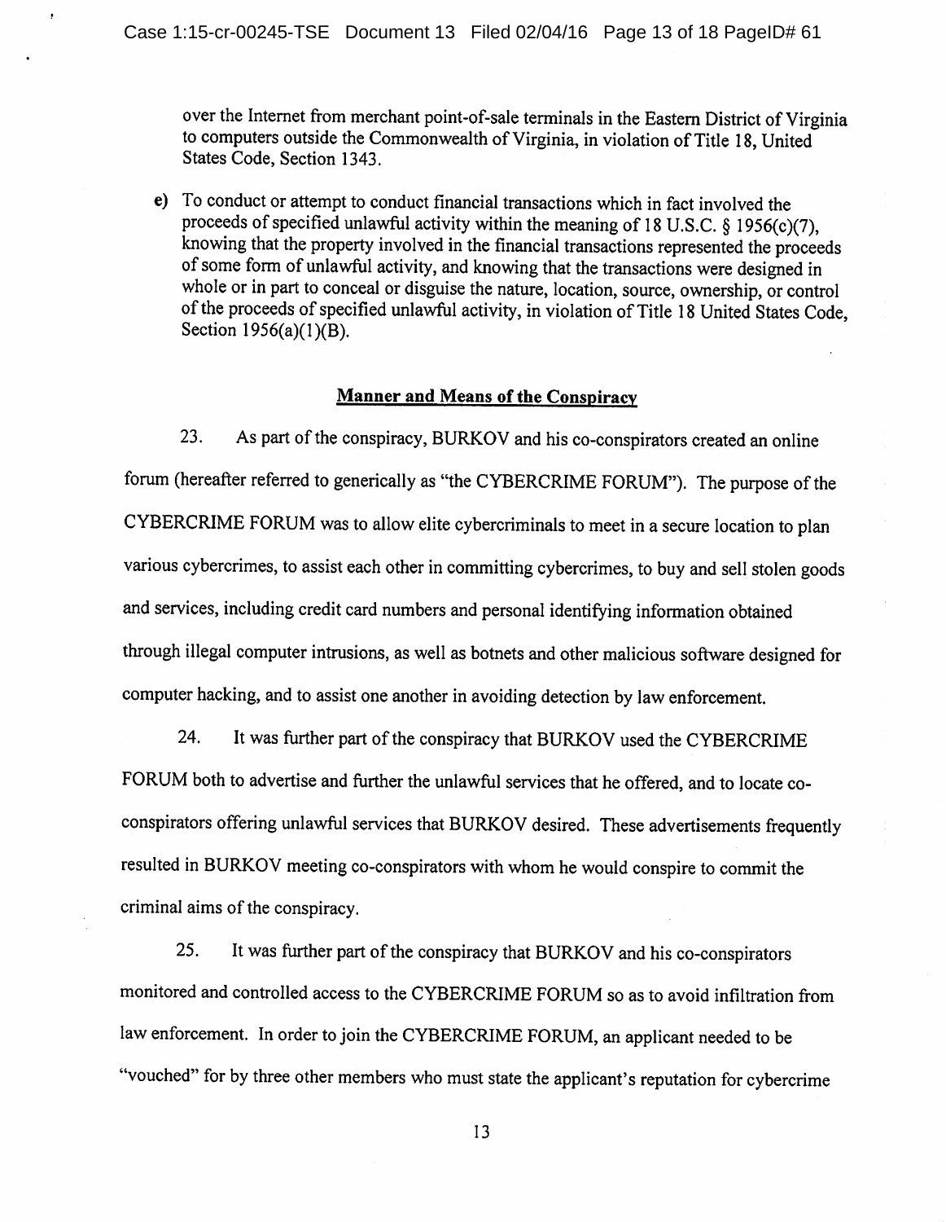over the Internet from merchant point-of-sale terminals in the Eastern District of Virginia to computers outside the Commonwealth of Virginia, in violation of Title 18, United States Code, Section 1343.

e) To conduct or attempt to conduct financial transactions which in fact involved the proceeds of specified unlawful activity within the meaning of 18 U.S.C. § 1956(c)(7), knowing that the property involved in the financial transactions represented the proceeds of some form of unlawful activity, and knowing that the transactions were designed in whole or in part to conceal or disguise the nature, location, source, ownership, or control of the proceeds of specified unlawful activity, in violation of Title 18 United States Code, Section 1956(a)(1)(B).

## Manner and Means of the Conspiracy

23. As part of the conspiracy, BURKOV and his co-conspirators created an online forum (hereafter referred to generically as "the CYBERCRIME FORUM"). The purpose of the CYBERCRIME FORUM was to allow elite cybercriminals to meet in a secure location to plan various cybercrimes, to assist each other in committing cybercrimes, to buy and sell stolen goods and services, including credit card numbers and personal identifying information obtained through illegal computer intrusions, as well as botnets and other malicious software designed for computer hacking, and to assist one another in avoiding detection by law enforcement.

24. It was further part of the conspiracy that BURKOV used the CYBERCRIME FORUM both to advertise and further the unlawful services that he offered, and to locate co-conspirators offering unlawful services that BURKOV desired. These advertisements frequently resulted in BURKOV meeting co-conspirators with whom he would conspire to commit the criminal aims of the conspiracy.

25. It was further part of the conspiracy that BURKOV and his co-conspirators monitored and controlled access to the CYBERCRIME FORUM so as to avoid infiltration from law enforcement. In order to join the CYBERCRIME FORUM, an applicant needed to be "vouched" for by three other members who must state the applicant's reputation for cybercrime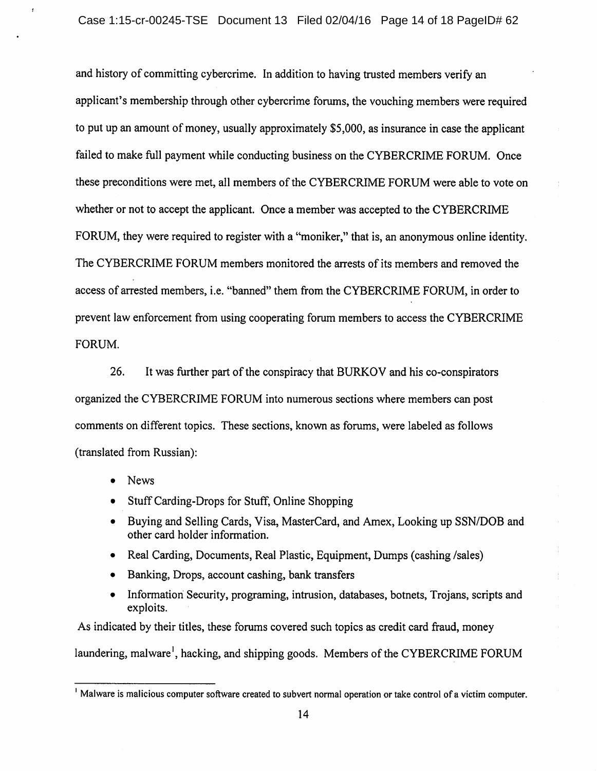and history of committing cybercrime. In addition to having trusted members verify an applicant's membership through other cybercrime forums, the vouching members were required to put up an amount of money, usually approximately $5,000, as insurance in case the applicant failed to make full payment while conducting business on the CYBERCRIME FORUM. Once these preconditions were met, all members of the CYBERCRIME FORUM were able to vote on whether or not to accept the applicant. Once a member was accepted to the CYBERCRIME FORUM, they were required to register with a "moniker," that is, an anonymous online identity. The CYBERCRIME FORUM members monitored the arrests of its members and removed the access of arrested members, i.e. "banned" them from the CYBERCRIME FORUM, in order to prevent law enforcement from using cooperating forum members to access the CYBERCRIME FORUM.

26. It was further part of the conspiracy that BURKOV and his co-conspirators organized the CYBERCRIME FORUM into numerous sections where members can post comments on different topics. These sections, known as forums, were labeled as follows (translated from Russian):

- News
- Stuff Carding-Drops for Stuff, Online Shopping
- Buying and Selling Cards, Visa, MasterCard, and Amex, Looking up SSN/DOB and other card holder information.
- Real Carding, Documents, Real Plastic, Equipment, Dumps (cashing /sales)
- Banking, Drops, account cashing, bank transfers
- Information Security, programing, intrusion, databases, botnets, Trojans, scripts and exploits.

As indicated by their titles, these forums covered such topics as credit card fraud, money laundering, malware[1], hacking, and shipping goods. Members of the CYBERCRIME FORUM

---

[1] Malware is malicious computer software created to subvert normal operation or take control of a victim computer.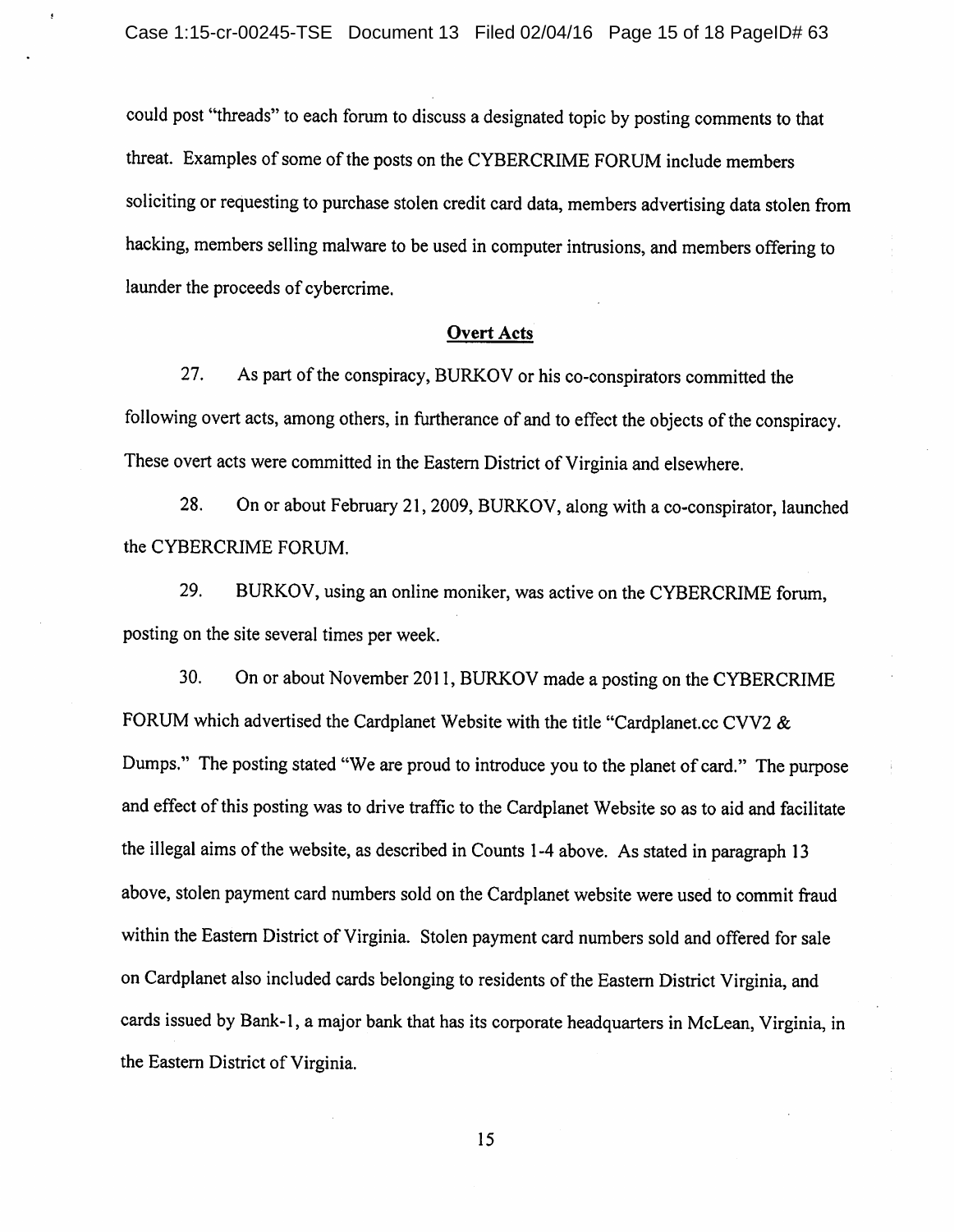could post "threads" to each forum to discuss a designated topic by posting comments to that threat. Examples of some of the posts on the CYBERCRIME FORUM include members soliciting or requesting to purchase stolen credit card data, members advertising data stolen from hacking, members selling malware to be used in computer intrusions, and members offering to launder the proceeds of cybercrime.

## Overt Acts

27. As part of the conspiracy, BURKOV or his co-conspirators committed the following overt acts, among others, in furtherance of and to effect the objects of the conspiracy. These overt acts were committed in the Eastern District of Virginia and elsewhere.

28. On or about February 21, 2009, BURKOV, along with a co-conspirator, launched the CYBERCRIME FORUM.

29. BURKOV, using an online moniker, was active on the CYBERCRIME forum, posting on the site several times per week.

30. On or about November 2011, BURKOV made a posting on the CYBERCRIME FORUM which advertised the Cardplanet Website with the title "Cardplanet.cc CVV2 & Dumps." The posting stated "We are proud to introduce you to the planet of card." The purpose and effect of this posting was to drive traffic to the Cardplanet Website so as to aid and facilitate the illegal aims of the website, as described in Counts 1-4 above. As stated in paragraph 13 above, stolen payment card numbers sold on the Cardplanet website were used to commit fraud within the Eastern District of Virginia. Stolen payment card numbers sold and offered for sale on Cardplanet also included cards belonging to residents of the Eastern District Virginia, and cards issued by Bank-1, a major bank that has its corporate headquarters in McLean, Virginia, in the Eastern District of Virginia.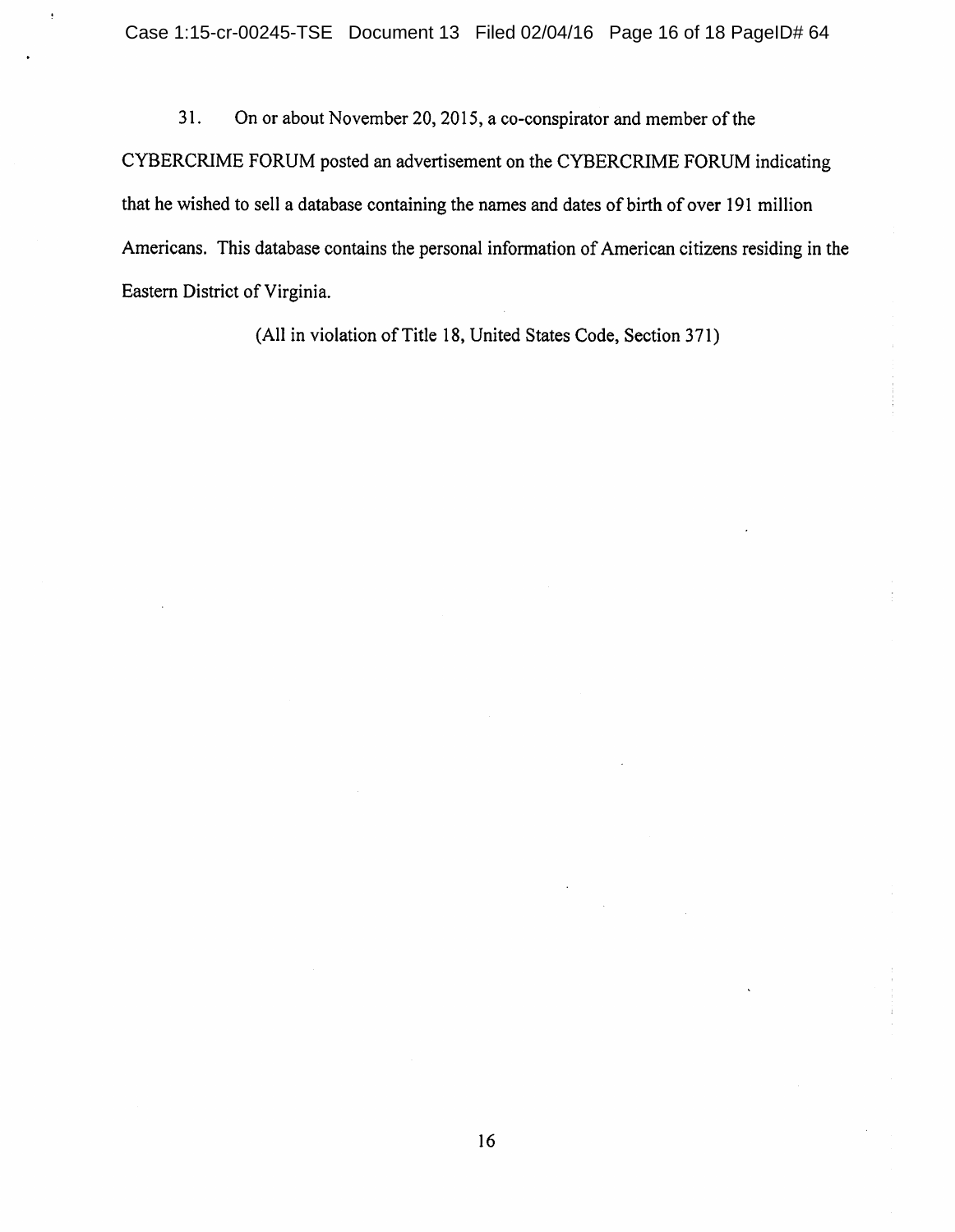31. On or about November 20, 2015, a co-conspirator and member of the CYBERCRIME FORUM posted an advertisement on the CYBERCRIME FORUM indicating that he wished to sell a database containing the names and dates of birth of over 191 million Americans. This database contains the personal information of American citizens residing in the Eastern District of Virginia.

(All in violation of Title 18, United States Code, Section 371)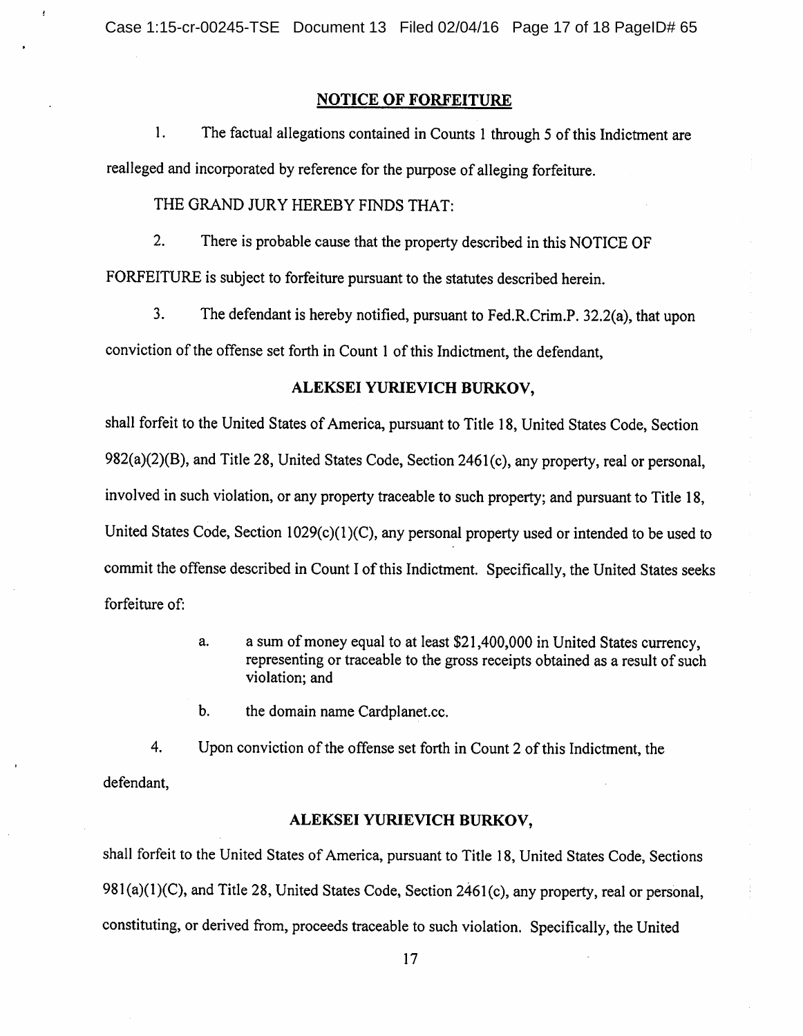## NOTICE OF FORFEITURE

1. The factual allegations contained in Counts 1 through 5 of this Indictment are realleged and incorporated by reference for the purpose of alleging forfeiture.

THE GRAND JURY HEREBY FINDS THAT:

2. There is probable cause that the property described in this NOTICE OF FORFEITURE is subject to forfeiture pursuant to the statutes described herein.

3. The defendant is hereby notified, pursuant to Fed.R.Crim.P. 32.2(a), that upon conviction of the offense set forth in Count 1 of this Indictment, the defendant,

**ALEKSEI YURIEVICH BURKOV,**

shall forfeit to the United States of America, pursuant to Title 18, United States Code, Section 982(a)(2)(B), and Title 28, United States Code, Section 2461(c), any property, real or personal, involved in such violation, or any property traceable to such property; and pursuant to Title 18, United States Code, Section 1029(c)(1)(C), any personal property used or intended to be used to commit the offense described in Count I of this Indictment. Specifically, the United States seeks forfeiture of:

> a. a sum of money equal to at least $21,400,000 in United States currency, representing or traceable to the gross receipts obtained as a result of such violation; and
>
> b. the domain name Cardplanet.cc.

4. Upon conviction of the offense set forth in Count 2 of this Indictment, the defendant,

**ALEKSEI YURIEVICH BURKOV,**

shall forfeit to the United States of America, pursuant to Title 18, United States Code, Sections 981(a)(1)(C), and Title 28, United States Code, Section 2461(c), any property, real or personal, constituting, or derived from, proceeds traceable to such violation. Specifically, the United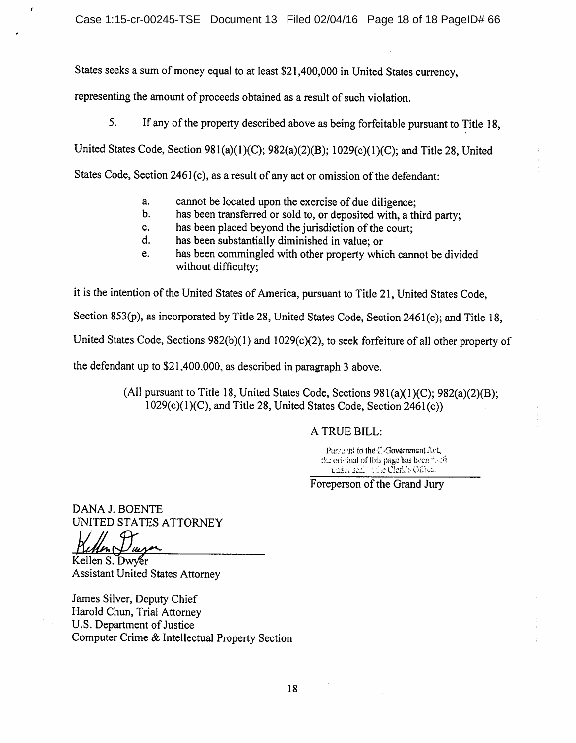States seeks a sum of money equal to at least $21,400,000 in United States currency, representing the amount of proceeds obtained as a result of such violation.

5. If any of the property described above as being forfeitable pursuant to Title 18, United States Code, Section 981(a)(1)(C); 982(a)(2)(B); 1029(c)(1)(C); and Title 28, United States Code, Section 2461(c), as a result of any act or omission of the defendant:

a. cannot be located upon the exercise of due diligence;
b. has been transferred or sold to, or deposited with, a third party;
c. has been placed beyond the jurisdiction of the court;
d. has been substantially diminished in value; or
e. has been commingled with other property which cannot be divided without difficulty;

it is the intention of the United States of America, pursuant to Title 21, United States Code, Section 853(p), as incorporated by Title 28, United States Code, Section 2461(c); and Title 18, United States Code, Sections 982(b)(1) and 1029(c)(2), to seek forfeiture of all other property of the defendant up to $21,400,000, as described in paragraph 3 above.

(All pursuant to Title 18, United States Code, Sections 981(a)(1)(C); 982(a)(2)(B); 1029(c)(1)(C), and Title 28, United States Code, Section 2461(c))

A TRUE BILL:

Pursuant to the E-Government Act, the original of this page has been filed under seal in the Clerk's Office.

Foreperson of the Grand Jury

DANA J. BOENTE
UNITED STATES ATTORNEY

Kellen S. Dwyer
Assistant United States Attorney

James Silver, Deputy Chief
Harold Chun, Trial Attorney
U.S. Department of Justice
Computer Crime & Intellectual Property Section